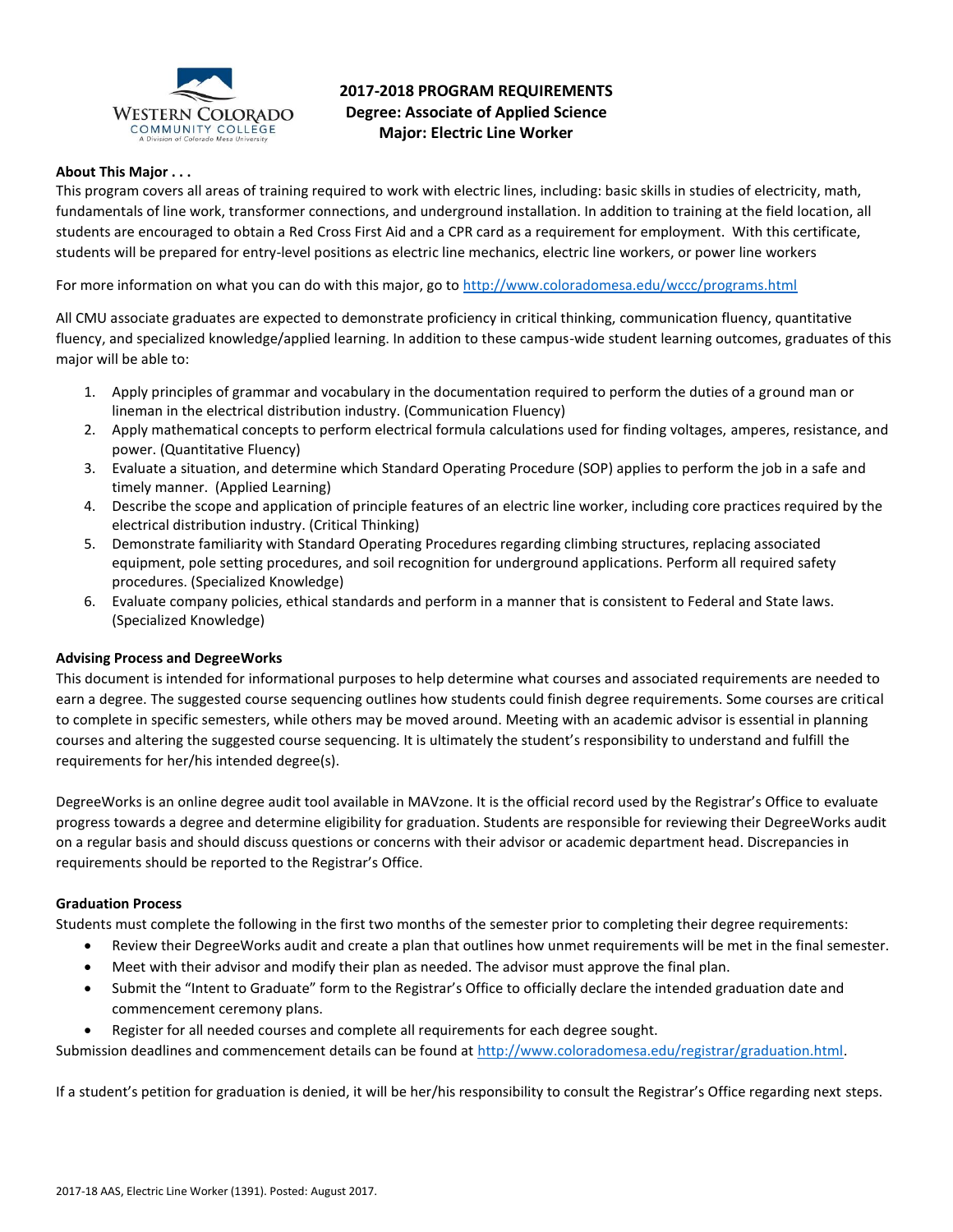# 2017-2018 PROGRAM REQUIREMENTS
## Degree: Associate of Applied Science
## Major: Electric Line Worker

**About This Major . . .**

This program covers all areas of training required to work with electric lines, including: basic skills in studies of electricity, math, fundamentals of line work, transformer connections, and underground installation. In addition to training at the field location, all students are encouraged to obtain a Red Cross First Aid and a CPR card as a requirement for employment. With this certificate, students will be prepared for entry-level positions as electric line mechanics, electric line workers, or power line workers

For more information on what you can do with this major, go to http://www.coloradomesa.edu/wccc/programs.html

All CMU associate graduates are expected to demonstrate proficiency in critical thinking, communication fluency, quantitative fluency, and specialized knowledge/applied learning. In addition to these campus-wide student learning outcomes, graduates of this major will be able to:

1. Apply principles of grammar and vocabulary in the documentation required to perform the duties of a ground man or lineman in the electrical distribution industry. (Communication Fluency)
2. Apply mathematical concepts to perform electrical formula calculations used for finding voltages, amperes, resistance, and power. (Quantitative Fluency)
3. Evaluate a situation, and determine which Standard Operating Procedure (SOP) applies to perform the job in a safe and timely manner. (Applied Learning)
4. Describe the scope and application of principle features of an electric line worker, including core practices required by the electrical distribution industry. (Critical Thinking)
5. Demonstrate familiarity with Standard Operating Procedures regarding climbing structures, replacing associated equipment, pole setting procedures, and soil recognition for underground applications. Perform all required safety procedures. (Specialized Knowledge)
6. Evaluate company policies, ethical standards and perform in a manner that is consistent to Federal and State laws. (Specialized Knowledge)

**Advising Process and DegreeWorks**

This document is intended for informational purposes to help determine what courses and associated requirements are needed to earn a degree. The suggested course sequencing outlines how students could finish degree requirements. Some courses are critical to complete in specific semesters, while others may be moved around. Meeting with an academic advisor is essential in planning courses and altering the suggested course sequencing. It is ultimately the student's responsibility to understand and fulfill the requirements for her/his intended degree(s).

DegreeWorks is an online degree audit tool available in MAVzone. It is the official record used by the Registrar's Office to evaluate progress towards a degree and determine eligibility for graduation. Students are responsible for reviewing their DegreeWorks audit on a regular basis and should discuss questions or concerns with their advisor or academic department head. Discrepancies in requirements should be reported to the Registrar's Office.

**Graduation Process**

Students must complete the following in the first two months of the semester prior to completing their degree requirements:

- Review their DegreeWorks audit and create a plan that outlines how unmet requirements will be met in the final semester.
- Meet with their advisor and modify their plan as needed. The advisor must approve the final plan.
- Submit the "Intent to Graduate" form to the Registrar's Office to officially declare the intended graduation date and commencement ceremony plans.
- Register for all needed courses and complete all requirements for each degree sought.

Submission deadlines and commencement details can be found at http://www.coloradomesa.edu/registrar/graduation.html.

If a student's petition for graduation is denied, it will be her/his responsibility to consult the Registrar's Office regarding next steps.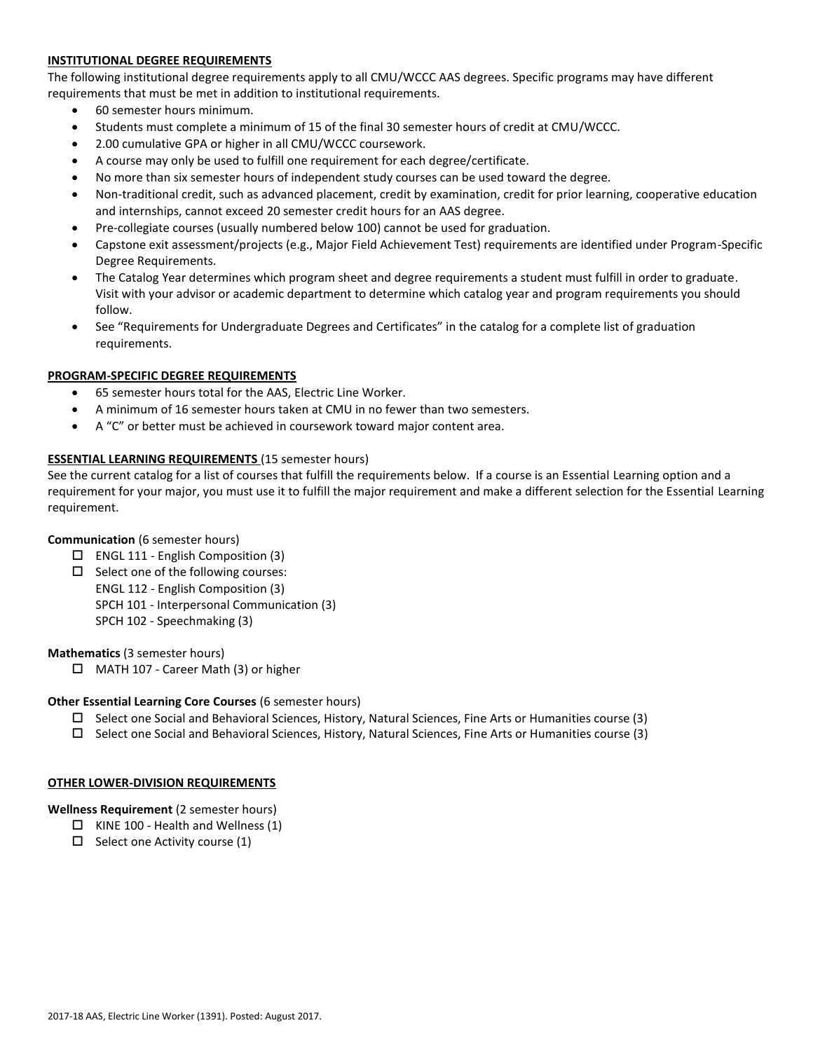## INSTITUTIONAL DEGREE REQUIREMENTS

The following institutional degree requirements apply to all CMU/WCCC AAS degrees. Specific programs may have different requirements that must be met in addition to institutional requirements.

- 60 semester hours minimum.
- Students must complete a minimum of 15 of the final 30 semester hours of credit at CMU/WCCC.
- 2.00 cumulative GPA or higher in all CMU/WCCC coursework.
- A course may only be used to fulfill one requirement for each degree/certificate.
- No more than six semester hours of independent study courses can be used toward the degree.
- Non-traditional credit, such as advanced placement, credit by examination, credit for prior learning, cooperative education and internships, cannot exceed 20 semester credit hours for an AAS degree.
- Pre-collegiate courses (usually numbered below 100) cannot be used for graduation.
- Capstone exit assessment/projects (e.g., Major Field Achievement Test) requirements are identified under Program-Specific Degree Requirements.
- The Catalog Year determines which program sheet and degree requirements a student must fulfill in order to graduate. Visit with your advisor or academic department to determine which catalog year and program requirements you should follow.
- See "Requirements for Undergraduate Degrees and Certificates" in the catalog for a complete list of graduation requirements.

## PROGRAM-SPECIFIC DEGREE REQUIREMENTS

- 65 semester hours total for the AAS, Electric Line Worker.
- A minimum of 16 semester hours taken at CMU in no fewer than two semesters.
- A "C" or better must be achieved in coursework toward major content area.

## ESSENTIAL LEARNING REQUIREMENTS (15 semester hours)

See the current catalog for a list of courses that fulfill the requirements below. If a course is an Essential Learning option and a requirement for your major, you must use it to fulfill the major requirement and make a different selection for the Essential Learning requirement.

**Communication** (6 semester hours)

- ☐ ENGL 111 - English Composition (3)
- ☐ Select one of the following courses:
  ENGL 112 - English Composition (3)
  SPCH 101 - Interpersonal Communication (3)
  SPCH 102 - Speechmaking (3)

**Mathematics** (3 semester hours)

- ☐ MATH 107 - Career Math (3) or higher

**Other Essential Learning Core Courses** (6 semester hours)

- ☐ Select one Social and Behavioral Sciences, History, Natural Sciences, Fine Arts or Humanities course (3)
- ☐ Select one Social and Behavioral Sciences, History, Natural Sciences, Fine Arts or Humanities course (3)

## OTHER LOWER-DIVISION REQUIREMENTS

**Wellness Requirement** (2 semester hours)

- ☐ KINE 100 - Health and Wellness (1)
- ☐ Select one Activity course (1)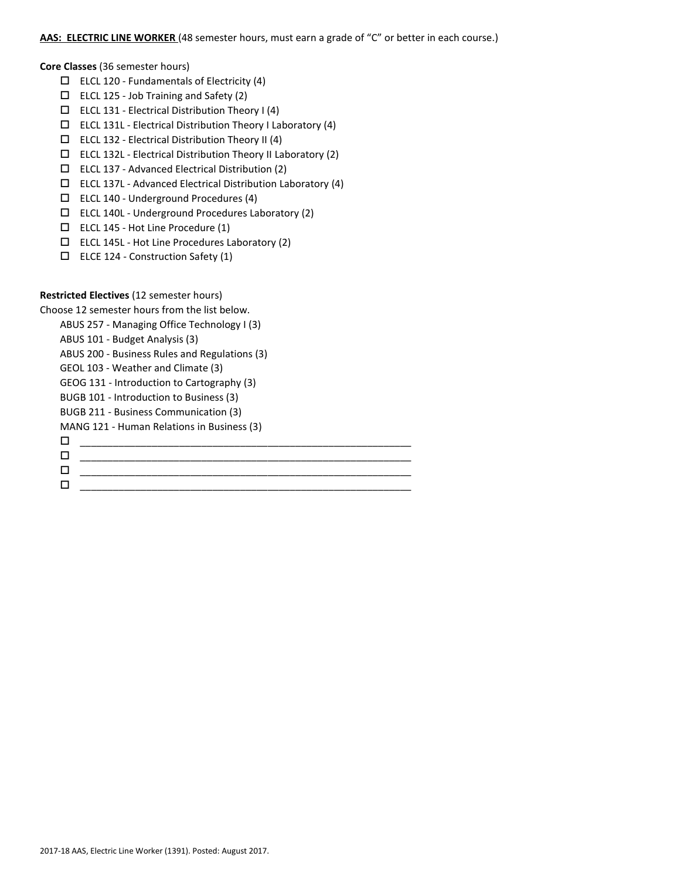**AAS: ELECTRIC LINE WORKER** (48 semester hours, must earn a grade of "C" or better in each course.)

**Core Classes** (36 semester hours)

- ☐ ELCL 120 - Fundamentals of Electricity (4)
- ☐ ELCL 125 - Job Training and Safety (2)
- ☐ ELCL 131 - Electrical Distribution Theory I (4)
- ☐ ELCL 131L - Electrical Distribution Theory I Laboratory (4)
- ☐ ELCL 132 - Electrical Distribution Theory II (4)
- ☐ ELCL 132L - Electrical Distribution Theory II Laboratory (2)
- ☐ ELCL 137 - Advanced Electrical Distribution (2)
- ☐ ELCL 137L - Advanced Electrical Distribution Laboratory (4)
- ☐ ELCL 140 - Underground Procedures (4)
- ☐ ELCL 140L - Underground Procedures Laboratory (2)
- ☐ ELCL 145 - Hot Line Procedure (1)
- ☐ ELCL 145L - Hot Line Procedures Laboratory (2)
- ☐ ELCE 124 - Construction Safety (1)

**Restricted Electives** (12 semester hours)

Choose 12 semester hours from the list below.

ABUS 257 - Managing Office Technology I (3)
ABUS 101 - Budget Analysis (3)
ABUS 200 - Business Rules and Regulations (3)
GEOL 103 - Weather and Climate (3)
GEOG 131 - Introduction to Cartography (3)
BUGB 101 - Introduction to Business (3)
BUGB 211 - Business Communication (3)
MANG 121 - Human Relations in Business (3)

- ☐ ____________________________________________
- ☐ ____________________________________________
- ☐ ____________________________________________
- ☐ ____________________________________________

2017-18 AAS, Electric Line Worker (1391). Posted: August 2017.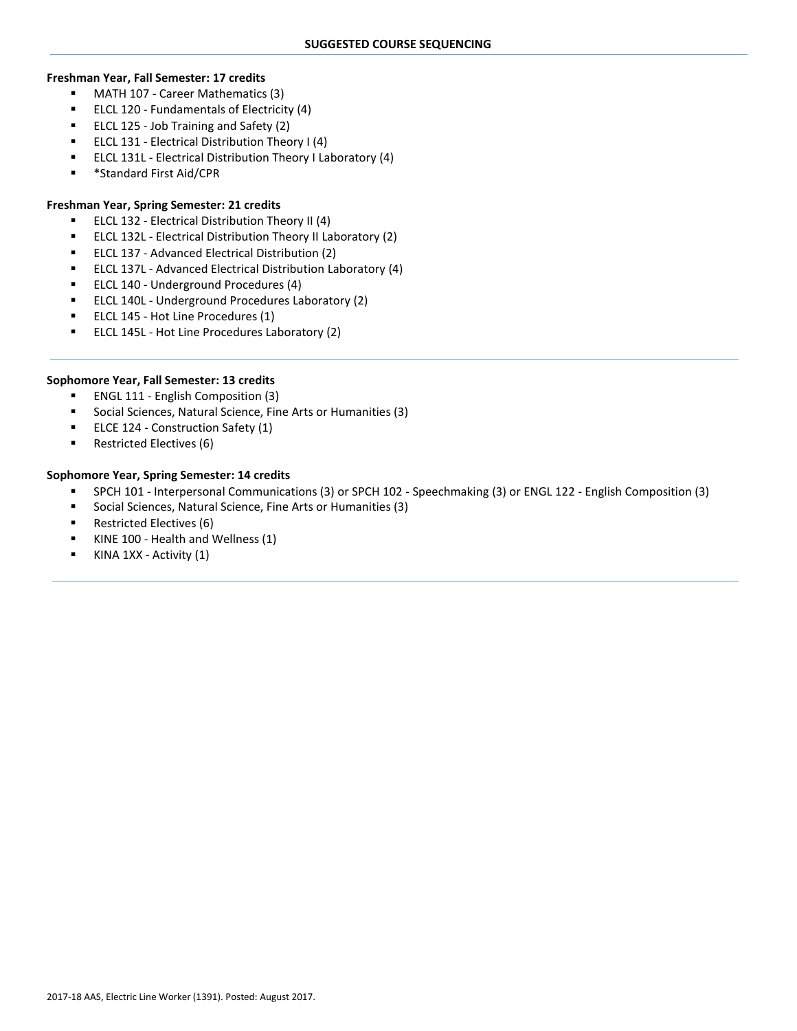## SUGGESTED COURSE SEQUENCING

**Freshman Year, Fall Semester: 17 credits**

- MATH 107 - Career Mathematics (3)
- ELCL 120 - Fundamentals of Electricity (4)
- ELCL 125 - Job Training and Safety (2)
- ELCL 131 - Electrical Distribution Theory I (4)
- ELCL 131L - Electrical Distribution Theory I Laboratory (4)
- *Standard First Aid/CPR

**Freshman Year, Spring Semester: 21 credits**

- ELCL 132 - Electrical Distribution Theory II (4)
- ELCL 132L - Electrical Distribution Theory II Laboratory (2)
- ELCL 137 - Advanced Electrical Distribution (2)
- ELCL 137L - Advanced Electrical Distribution Laboratory (4)
- ELCL 140 - Underground Procedures (4)
- ELCL 140L - Underground Procedures Laboratory (2)
- ELCL 145 - Hot Line Procedures (1)
- ELCL 145L - Hot Line Procedures Laboratory (2)

---

**Sophomore Year, Fall Semester: 13 credits**

- ENGL 111 - English Composition (3)
- Social Sciences, Natural Science, Fine Arts or Humanities (3)
- ELCE 124 - Construction Safety (1)
- Restricted Electives (6)

**Sophomore Year, Spring Semester: 14 credits**

- SPCH 101 - Interpersonal Communications (3) or SPCH 102 - Speechmaking (3) or ENGL 122 - English Composition (3)
- Social Sciences, Natural Science, Fine Arts or Humanities (3)
- Restricted Electives (6)
- KINE 100 - Health and Wellness (1)
- KINA 1XX - Activity (1)

---